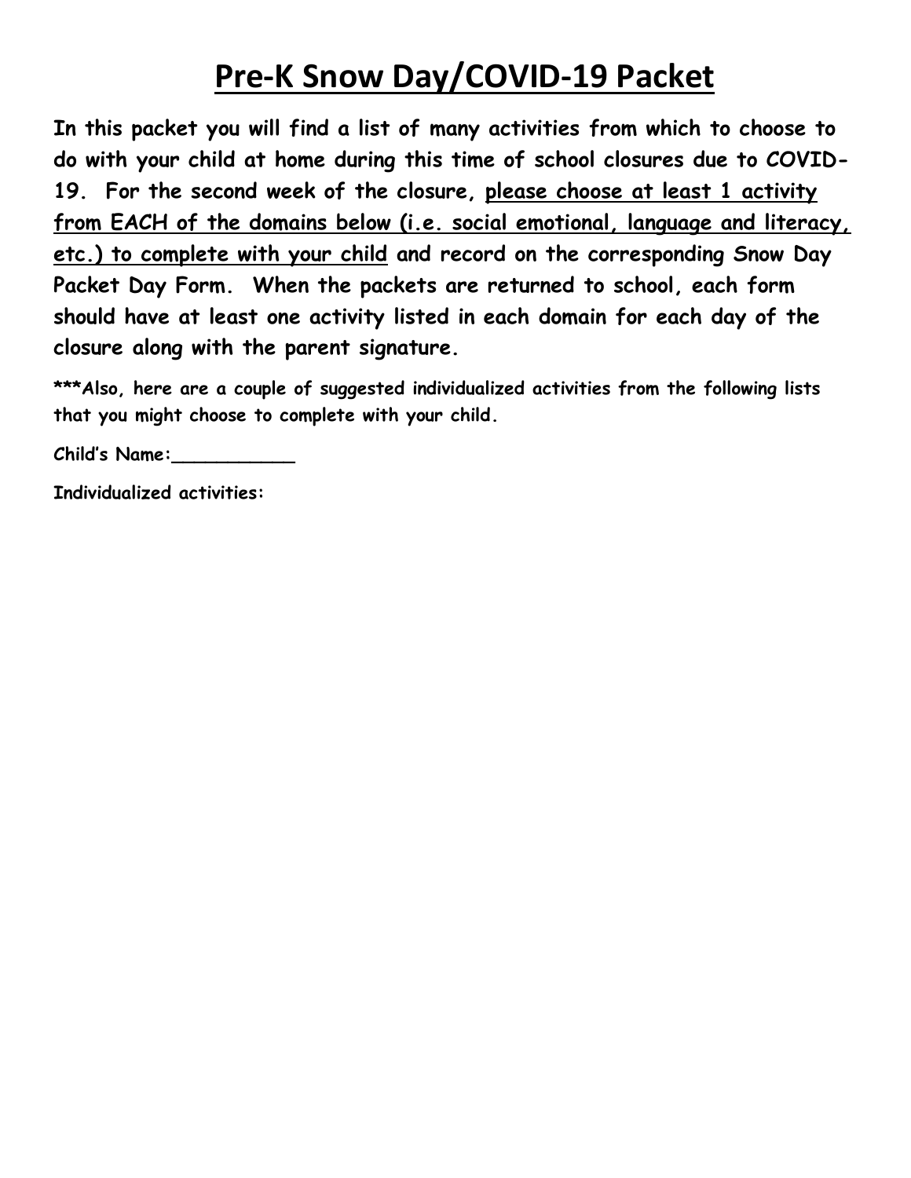# Pre-K Snow Day/COVID-19 Packet

**In this packet you will find a list of many activities from which to choose to do with your child at home during this time of school closures due to COVID-19. For the second week of the closure, <u>please choose at least 1 activity from EACH of the domains below (i.e. social emotional, language and literacy, etc.) to complete with your child</u> and record on the corresponding Snow Day Packet Day Form. When the packets are returned to school, each form should have at least one activity listed in each domain for each day of the closure along with the parent signature.**

**\*\*\*Also, here are a couple of suggested individualized activities from the following lists that you might choose to complete with your child.**

**Child's Name:___________**

**Individualized activities:**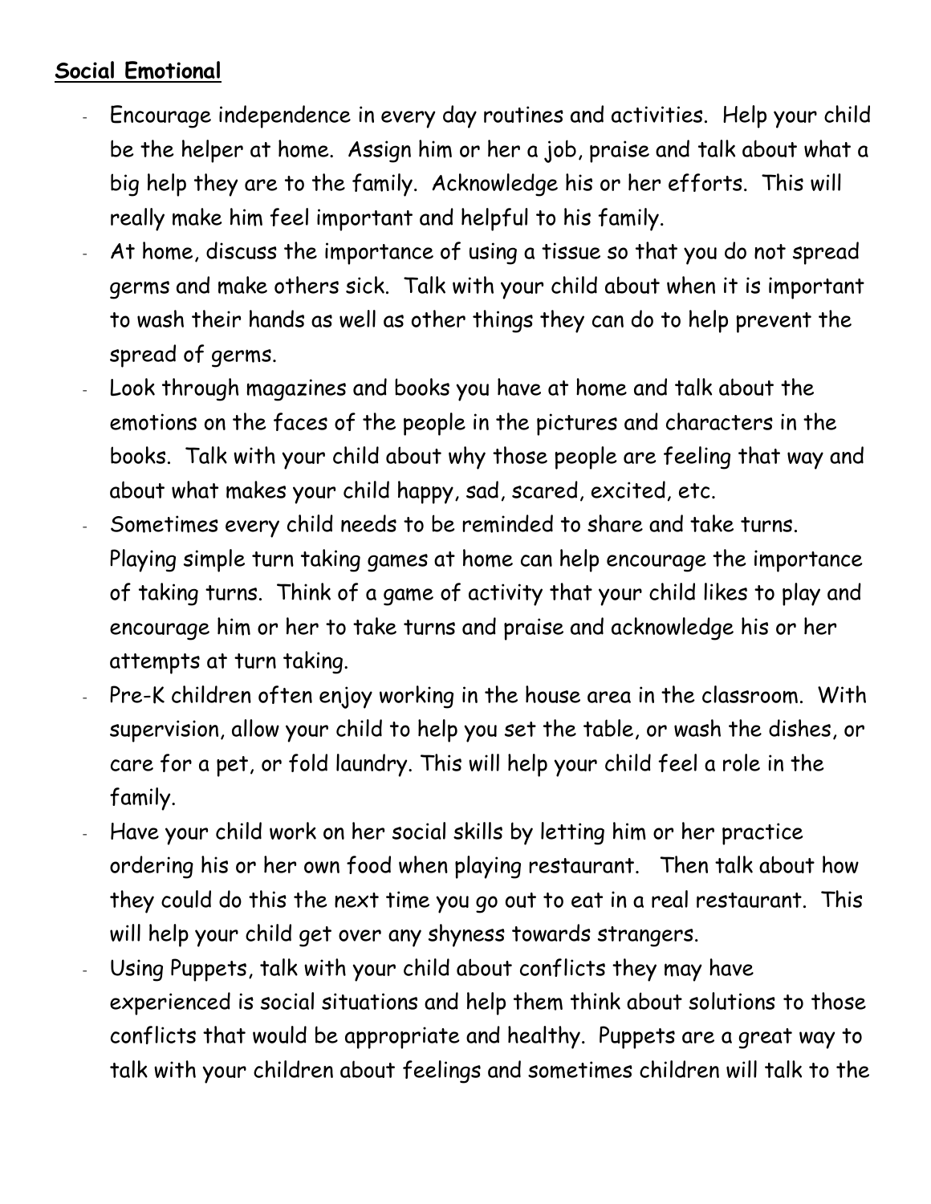## **Social Emotional**

- Encourage independence in every day routines and activities. Help your child be the helper at home. Assign him or her a job, praise and talk about what a big help they are to the family. Acknowledge his or her efforts. This will really make him feel important and helpful to his family.
- At home, discuss the importance of using a tissue so that you do not spread germs and make others sick. Talk with your child about when it is important to wash their hands as well as other things they can do to help prevent the spread of germs.
- Look through magazines and books you have at home and talk about the emotions on the faces of the people in the pictures and characters in the books. Talk with your child about why those people are feeling that way and about what makes your child happy, sad, scared, excited, etc.
- Sometimes every child needs to be reminded to share and take turns. Playing simple turn taking games at home can help encourage the importance of taking turns. Think of a game of activity that your child likes to play and encourage him or her to take turns and praise and acknowledge his or her attempts at turn taking.
- Pre-K children often enjoy working in the house area in the classroom. With supervision, allow your child to help you set the table, or wash the dishes, or care for a pet, or fold laundry. This will help your child feel a role in the family.
- Have your child work on her social skills by letting him or her practice ordering his or her own food when playing restaurant. Then talk about how they could do this the next time you go out to eat in a real restaurant. This will help your child get over any shyness towards strangers.
- Using Puppets, talk with your child about conflicts they may have experienced is social situations and help them think about solutions to those conflicts that would be appropriate and healthy. Puppets are a great way to talk with your children about feelings and sometimes children will talk to the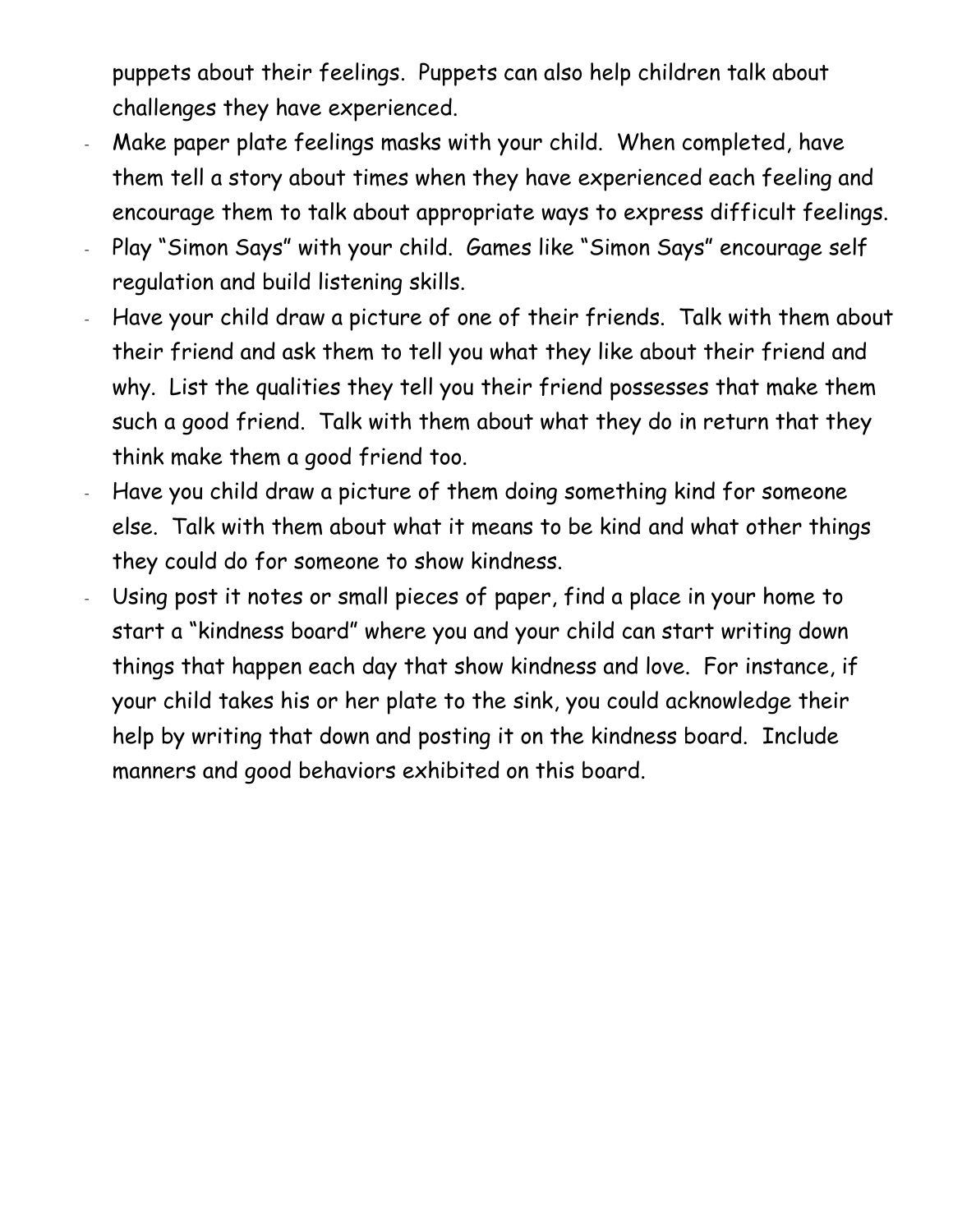puppets about their feelings.  Puppets can also help children talk about challenges they have experienced.

- Make paper plate feelings masks with your child.  When completed, have them tell a story about times when they have experienced each feeling and encourage them to talk about appropriate ways to express difficult feelings.
- Play "Simon Says" with your child.  Games like "Simon Says" encourage self regulation and build listening skills.
- Have your child draw a picture of one of their friends.  Talk with them about their friend and ask them to tell you what they like about their friend and why.  List the qualities they tell you their friend possesses that make them such a good friend.  Talk with them about what they do in return that they think make them a good friend too.
- Have you child draw a picture of them doing something kind for someone else.  Talk with them about what it means to be kind and what other things they could do for someone to show kindness.
- Using post it notes or small pieces of paper, find a place in your home to start a "kindness board" where you and your child can start writing down things that happen each day that show kindness and love.  For instance, if your child takes his or her plate to the sink, you could acknowledge their help by writing that down and posting it on the kindness board.  Include manners and good behaviors exhibited on this board.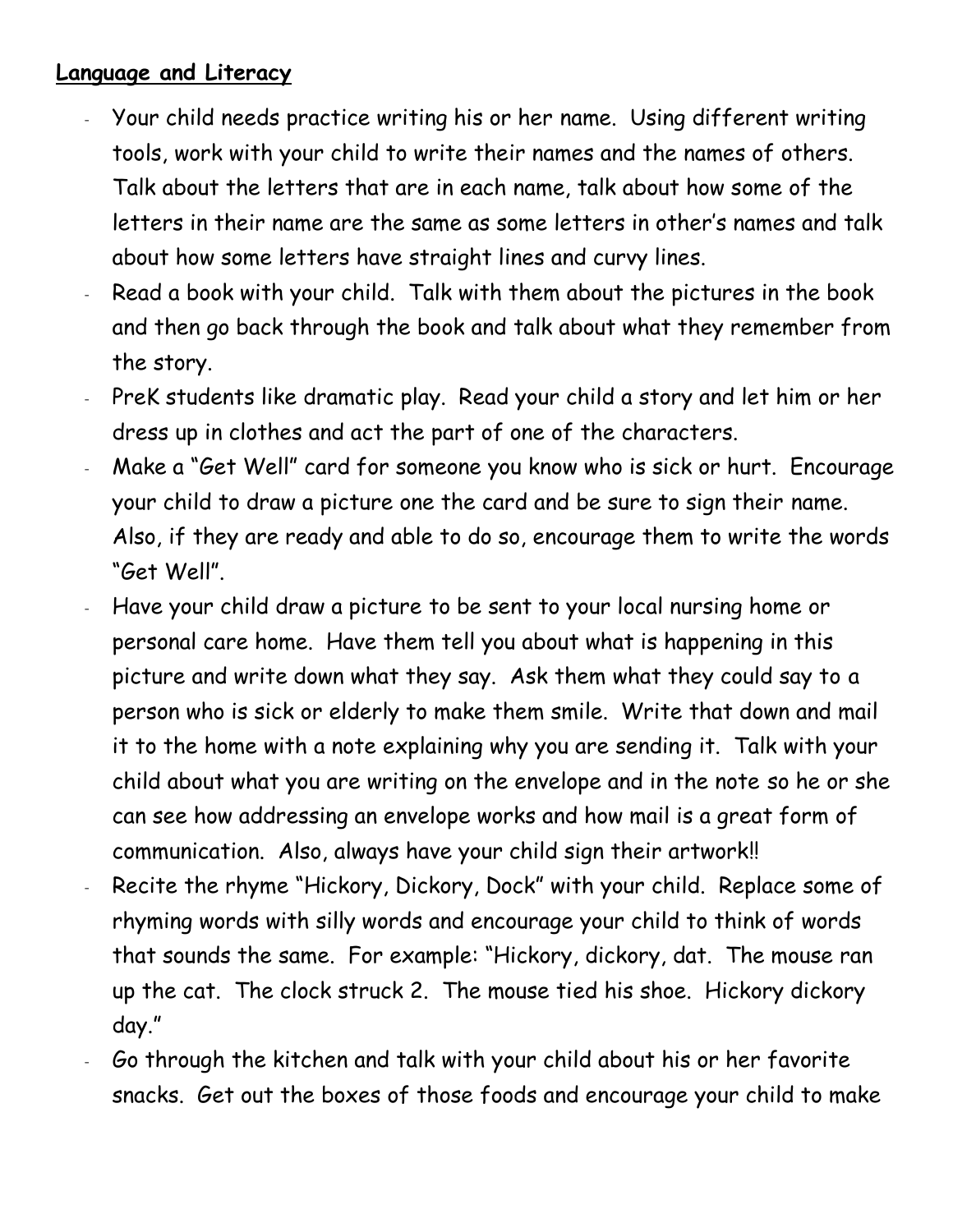**Language and Literacy**

- Your child needs practice writing his or her name. Using different writing tools, work with your child to write their names and the names of others. Talk about the letters that are in each name, talk about how some of the letters in their name are the same as some letters in other's names and talk about how some letters have straight lines and curvy lines.
- Read a book with your child. Talk with them about the pictures in the book and then go back through the book and talk about what they remember from the story.
- PreK students like dramatic play. Read your child a story and let him or her dress up in clothes and act the part of one of the characters.
- Make a "Get Well" card for someone you know who is sick or hurt. Encourage your child to draw a picture one the card and be sure to sign their name. Also, if they are ready and able to do so, encourage them to write the words "Get Well".
- Have your child draw a picture to be sent to your local nursing home or personal care home. Have them tell you about what is happening in this picture and write down what they say. Ask them what they could say to a person who is sick or elderly to make them smile. Write that down and mail it to the home with a note explaining why you are sending it. Talk with your child about what you are writing on the envelope and in the note so he or she can see how addressing an envelope works and how mail is a great form of communication. Also, always have your child sign their artwork!!
- Recite the rhyme "Hickory, Dickory, Dock" with your child. Replace some of rhyming words with silly words and encourage your child to think of words that sounds the same. For example: "Hickory, dickory, dat. The mouse ran up the cat. The clock struck 2. The mouse tied his shoe. Hickory dickory day."
- Go through the kitchen and talk with your child about his or her favorite snacks. Get out the boxes of those foods and encourage your child to make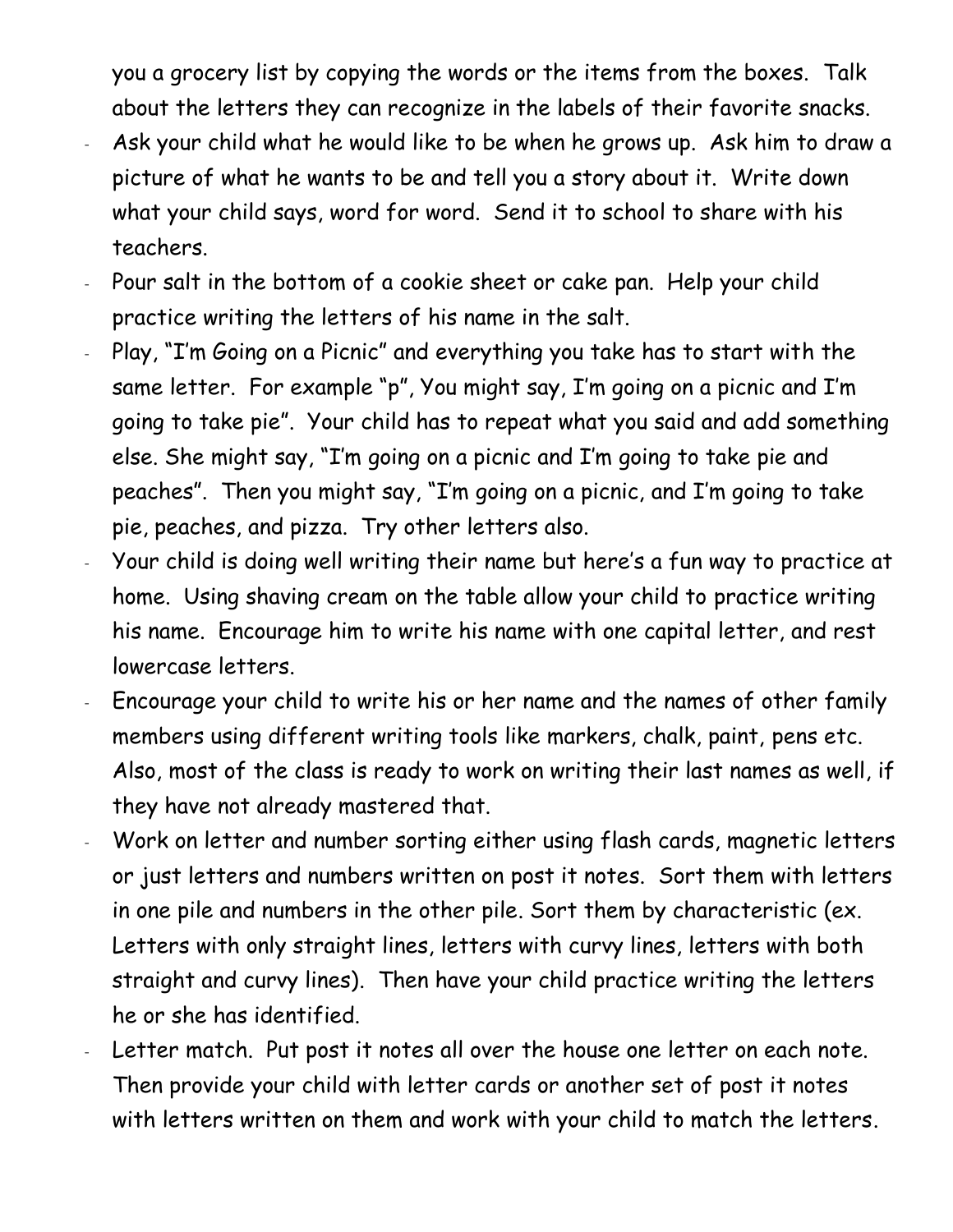you a grocery list by copying the words or the items from the boxes. Talk about the letters they can recognize in the labels of their favorite snacks.

- Ask your child what he would like to be when he grows up. Ask him to draw a picture of what he wants to be and tell you a story about it. Write down what your child says, word for word. Send it to school to share with his teachers.
- Pour salt in the bottom of a cookie sheet or cake pan. Help your child practice writing the letters of his name in the salt.
- Play, "I'm Going on a Picnic" and everything you take has to start with the same letter. For example "p", You might say, I'm going on a picnic and I'm going to take pie". Your child has to repeat what you said and add something else. She might say, "I'm going on a picnic and I'm going to take pie and peaches". Then you might say, "I'm going on a picnic, and I'm going to take pie, peaches, and pizza. Try other letters also.
- Your child is doing well writing their name but here's a fun way to practice at home. Using shaving cream on the table allow your child to practice writing his name. Encourage him to write his name with one capital letter, and rest lowercase letters.
- Encourage your child to write his or her name and the names of other family members using different writing tools like markers, chalk, paint, pens etc. Also, most of the class is ready to work on writing their last names as well, if they have not already mastered that.
- Work on letter and number sorting either using flash cards, magnetic letters or just letters and numbers written on post it notes. Sort them with letters in one pile and numbers in the other pile. Sort them by characteristic (ex. Letters with only straight lines, letters with curvy lines, letters with both straight and curvy lines). Then have your child practice writing the letters he or she has identified.
- Letter match. Put post it notes all over the house one letter on each note. Then provide your child with letter cards or another set of post it notes with letters written on them and work with your child to match the letters.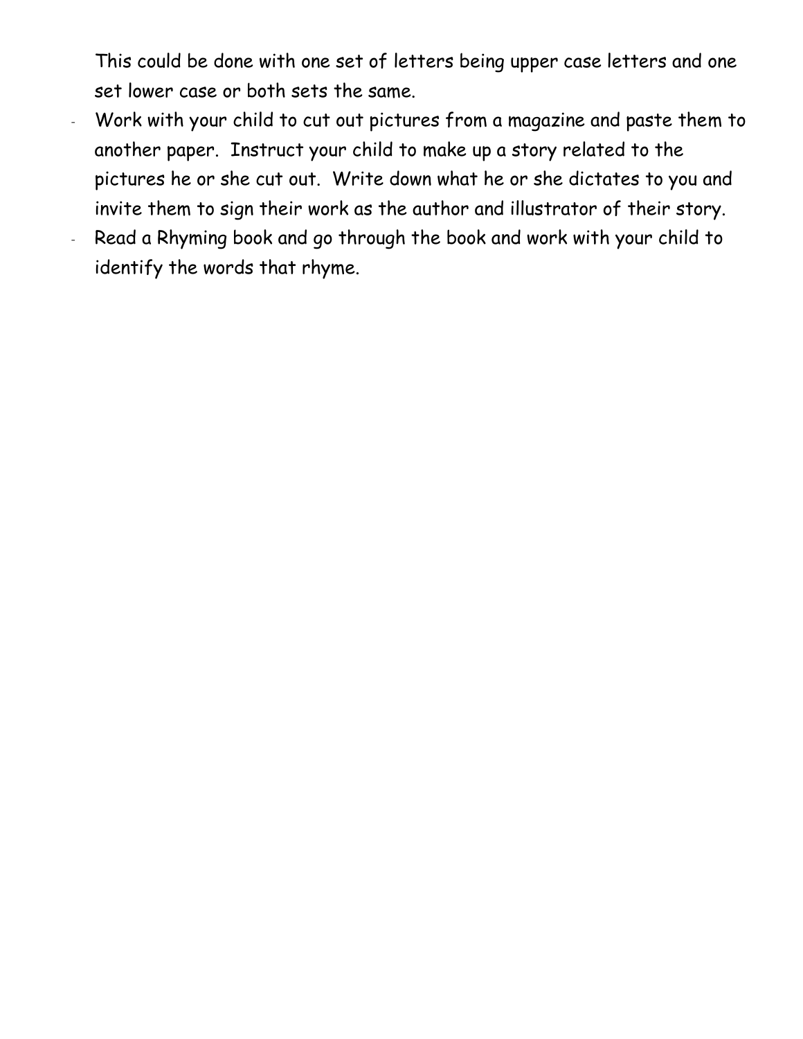This could be done with one set of letters being upper case letters and one set lower case or both sets the same.

- Work with your child to cut out pictures from a magazine and paste them to another paper. Instruct your child to make up a story related to the pictures he or she cut out. Write down what he or she dictates to you and invite them to sign their work as the author and illustrator of their story.
- Read a Rhyming book and go through the book and work with your child to identify the words that rhyme.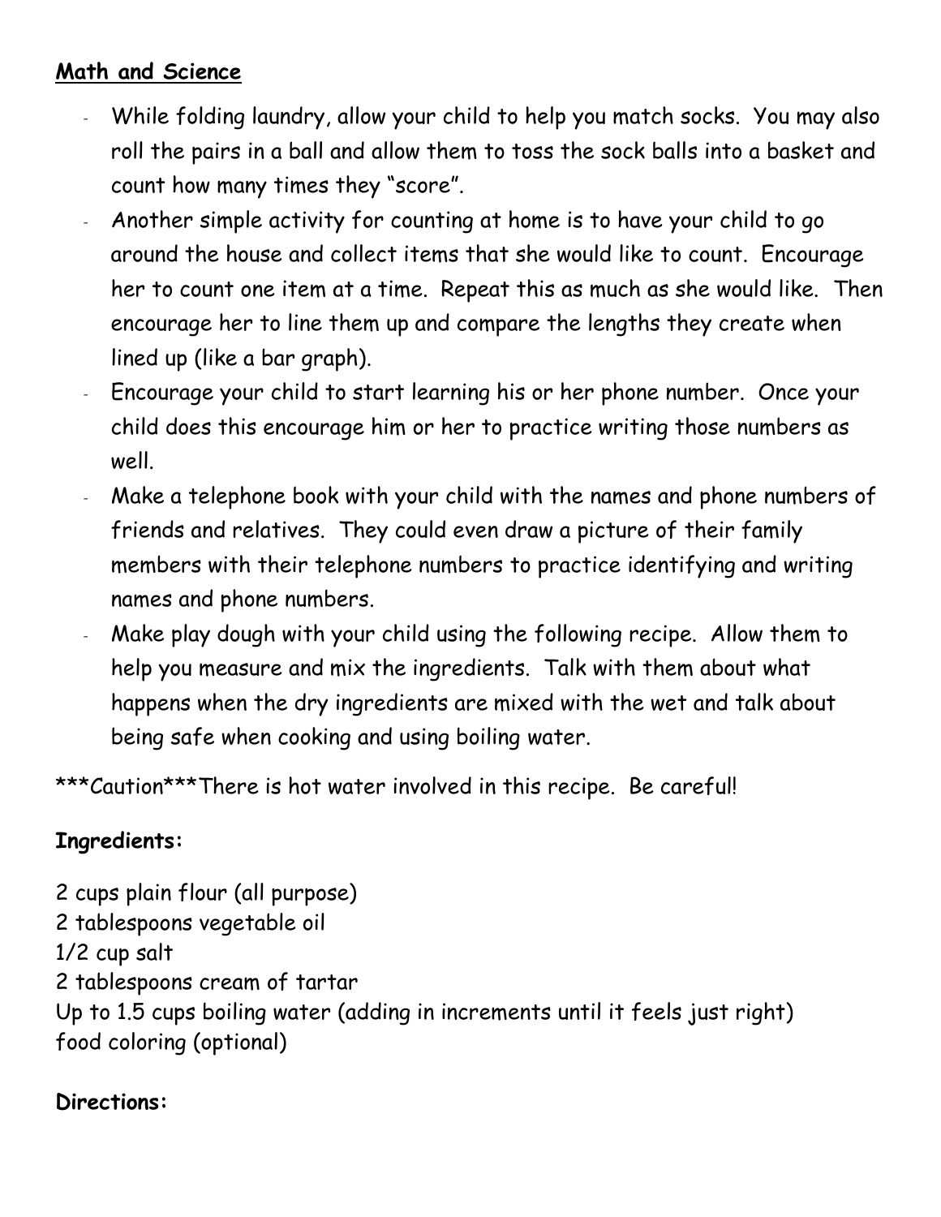## Math and Science

- While folding laundry, allow your child to help you match socks. You may also roll the pairs in a ball and allow them to toss the sock balls into a basket and count how many times they "score".
- Another simple activity for counting at home is to have your child to go around the house and collect items that she would like to count. Encourage her to count one item at a time. Repeat this as much as she would like. Then encourage her to line them up and compare the lengths they create when lined up (like a bar graph).
- Encourage your child to start learning his or her phone number. Once your child does this encourage him or her to practice writing those numbers as well.
- Make a telephone book with your child with the names and phone numbers of friends and relatives. They could even draw a picture of their family members with their telephone numbers to practice identifying and writing names and phone numbers.
- Make play dough with your child using the following recipe. Allow them to help you measure and mix the ingredients. Talk with them about what happens when the dry ingredients are mixed with the wet and talk about being safe when cooking and using boiling water.

***Caution***There is hot water involved in this recipe. Be careful!

**Ingredients:**

2 cups plain flour (all purpose)
2 tablespoons vegetable oil
1/2 cup salt
2 tablespoons cream of tartar
Up to 1.5 cups boiling water (adding in increments until it feels just right)
food coloring (optional)

**Directions:**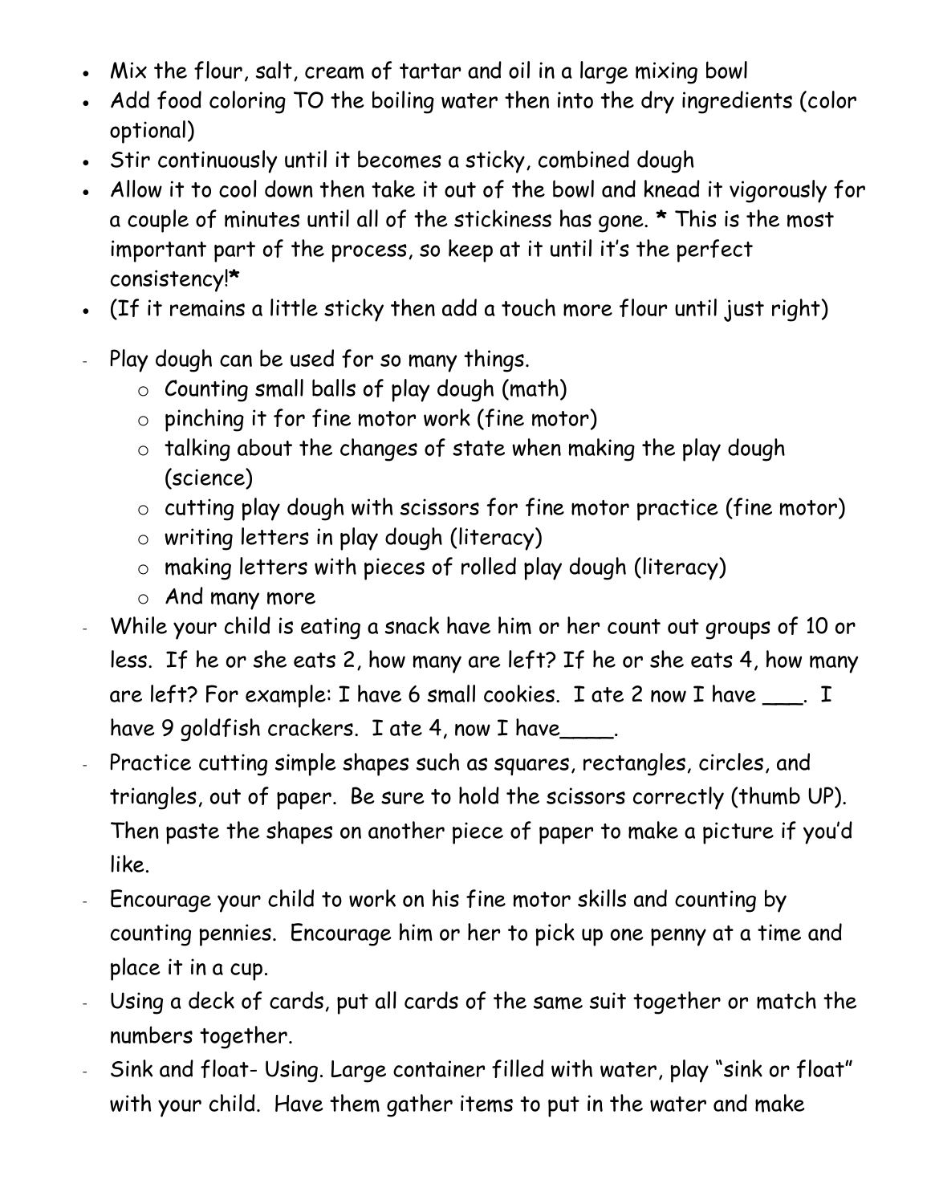- Mix the flour, salt, cream of tartar and oil in a large mixing bowl
- Add food coloring TO the boiling water then into the dry ingredients (color optional)
- Stir continuously until it becomes a sticky, combined dough
- Allow it to cool down then take it out of the bowl and knead it vigorously for a couple of minutes until all of the stickiness has gone. **This is the most important part of the process, so keep at it until it's the perfect consistency!**
- (If it remains a little sticky then add a touch more flour until just right)

- Play dough can be used for so many things.
    - Counting small balls of play dough (math)
    - pinching it for fine motor work (fine motor)
    - talking about the changes of state when making the play dough (science)
    - cutting play dough with scissors for fine motor practice (fine motor)
    - writing letters in play dough (literacy)
    - making letters with pieces of rolled play dough (literacy)
    - And many more
- While your child is eating a snack have him or her count out groups of 10 or less. If he or she eats 2, how many are left? If he or she eats 4, how many are left? For example: I have 6 small cookies. I ate 2 now I have ___. I have 9 goldfish crackers. I ate 4, now I have____.
- Practice cutting simple shapes such as squares, rectangles, circles, and triangles, out of paper. Be sure to hold the scissors correctly (thumb UP). Then paste the shapes on another piece of paper to make a picture if you'd like.
- Encourage your child to work on his fine motor skills and counting by counting pennies. Encourage him or her to pick up one penny at a time and place it in a cup.
- Using a deck of cards, put all cards of the same suit together or match the numbers together.
- Sink and float- Using. Large container filled with water, play "sink or float" with your child. Have them gather items to put in the water and make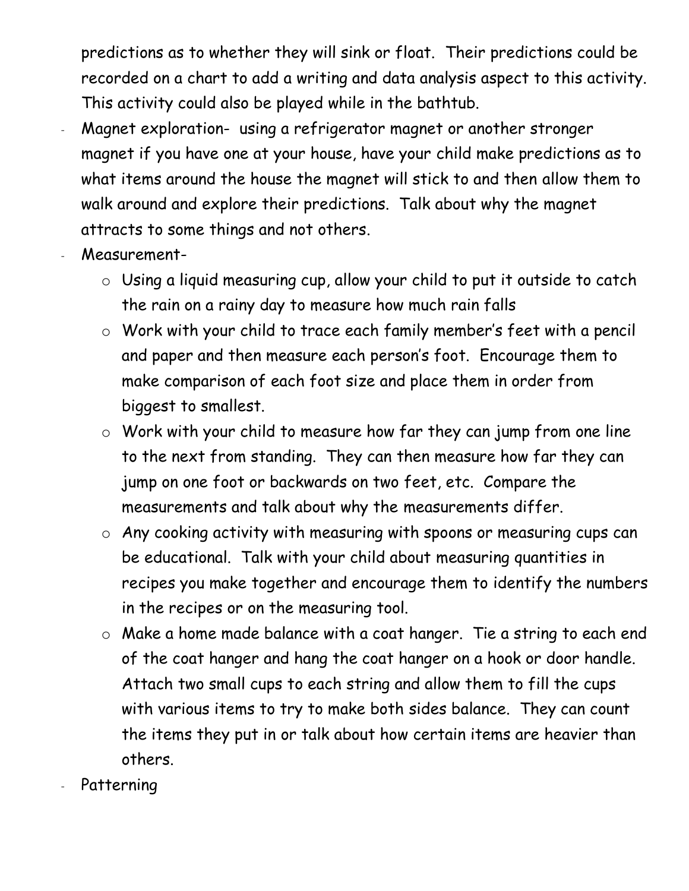predictions as to whether they will sink or float. Their predictions could be recorded on a chart to add a writing and data analysis aspect to this activity. This activity could also be played while in the bathtub.

- Magnet exploration- using a refrigerator magnet or another stronger magnet if you have one at your house, have your child make predictions as to what items around the house the magnet will stick to and then allow them to walk around and explore their predictions. Talk about why the magnet attracts to some things and not others.
- Measurement-
  - Using a liquid measuring cup, allow your child to put it outside to catch the rain on a rainy day to measure how much rain falls
  - Work with your child to trace each family member's feet with a pencil and paper and then measure each person's foot. Encourage them to make comparison of each foot size and place them in order from biggest to smallest.
  - Work with your child to measure how far they can jump from one line to the next from standing. They can then measure how far they can jump on one foot or backwards on two feet, etc. Compare the measurements and talk about why the measurements differ.
  - Any cooking activity with measuring with spoons or measuring cups can be educational. Talk with your child about measuring quantities in recipes you make together and encourage them to identify the numbers in the recipes or on the measuring tool.
  - Make a home made balance with a coat hanger. Tie a string to each end of the coat hanger and hang the coat hanger on a hook or door handle. Attach two small cups to each string and allow them to fill the cups with various items to try to make both sides balance. They can count the items they put in or talk about how certain items are heavier than others.
- Patterning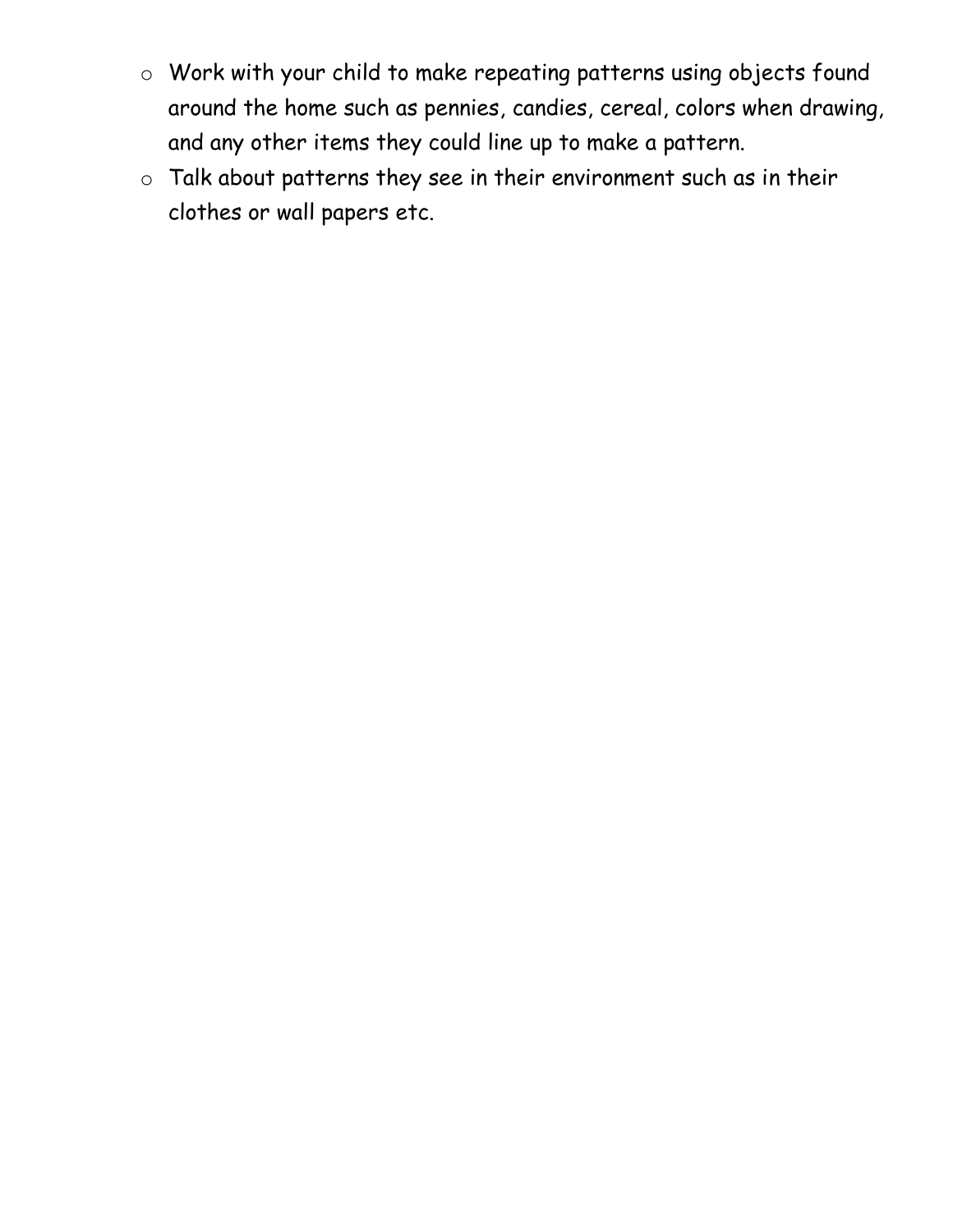- Work with your child to make repeating patterns using objects found around the home such as pennies, candies, cereal, colors when drawing, and any other items they could line up to make a pattern.
- Talk about patterns they see in their environment such as in their clothes or wall papers etc.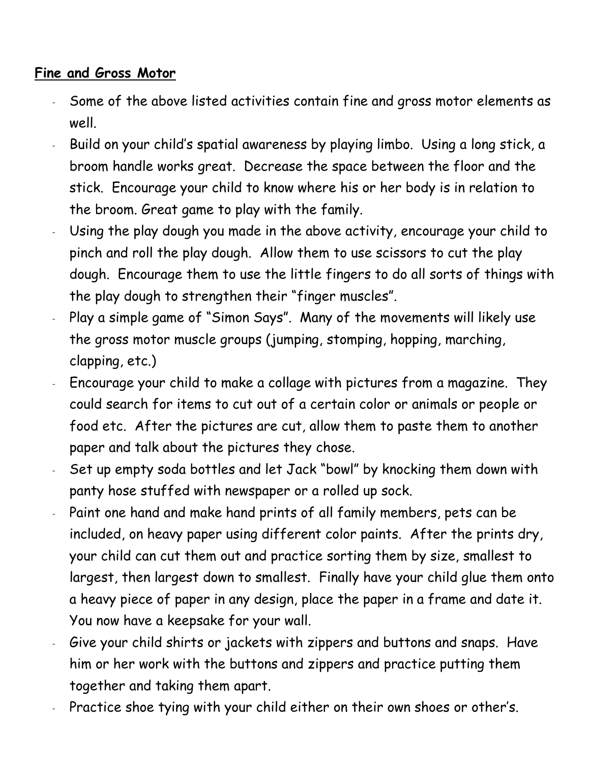**Fine and Gross Motor**

- Some of the above listed activities contain fine and gross motor elements as well.
- Build on your child's spatial awareness by playing limbo. Using a long stick, a broom handle works great. Decrease the space between the floor and the stick. Encourage your child to know where his or her body is in relation to the broom. Great game to play with the family.
- Using the play dough you made in the above activity, encourage your child to pinch and roll the play dough. Allow them to use scissors to cut the play dough. Encourage them to use the little fingers to do all sorts of things with the play dough to strengthen their "finger muscles".
- Play a simple game of "Simon Says". Many of the movements will likely use the gross motor muscle groups (jumping, stomping, hopping, marching, clapping, etc.)
- Encourage your child to make a collage with pictures from a magazine. They could search for items to cut out of a certain color or animals or people or food etc. After the pictures are cut, allow them to paste them to another paper and talk about the pictures they chose.
- Set up empty soda bottles and let Jack "bowl" by knocking them down with panty hose stuffed with newspaper or a rolled up sock.
- Paint one hand and make hand prints of all family members, pets can be included, on heavy paper using different color paints. After the prints dry, your child can cut them out and practice sorting them by size, smallest to largest, then largest down to smallest. Finally have your child glue them onto a heavy piece of paper in any design, place the paper in a frame and date it. You now have a keepsake for your wall.
- Give your child shirts or jackets with zippers and buttons and snaps. Have him or her work with the buttons and zippers and practice putting them together and taking them apart.
- Practice shoe tying with your child either on their own shoes or other's.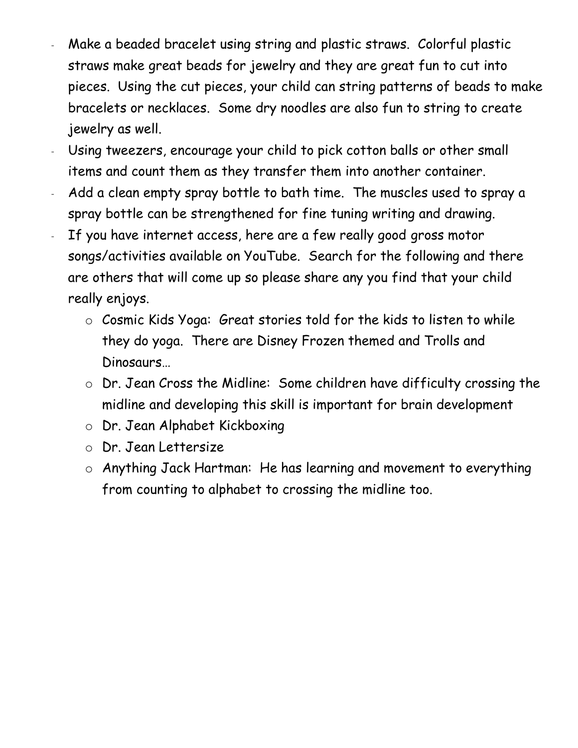- Make a beaded bracelet using string and plastic straws. Colorful plastic straws make great beads for jewelry and they are great fun to cut into pieces. Using the cut pieces, your child can string patterns of beads to make bracelets or necklaces. Some dry noodles are also fun to string to create jewelry as well.
- Using tweezers, encourage your child to pick cotton balls or other small items and count them as they transfer them into another container.
- Add a clean empty spray bottle to bath time. The muscles used to spray a spray bottle can be strengthened for fine tuning writing and drawing.
- If you have internet access, here are a few really good gross motor songs/activities available on YouTube. Search for the following and there are others that will come up so please share any you find that your child really enjoys.
  - Cosmic Kids Yoga: Great stories told for the kids to listen to while they do yoga. There are Disney Frozen themed and Trolls and Dinosaurs…
  - Dr. Jean Cross the Midline: Some children have difficulty crossing the midline and developing this skill is important for brain development
  - Dr. Jean Alphabet Kickboxing
  - Dr. Jean Lettersize
  - Anything Jack Hartman: He has learning and movement to everything from counting to alphabet to crossing the midline too.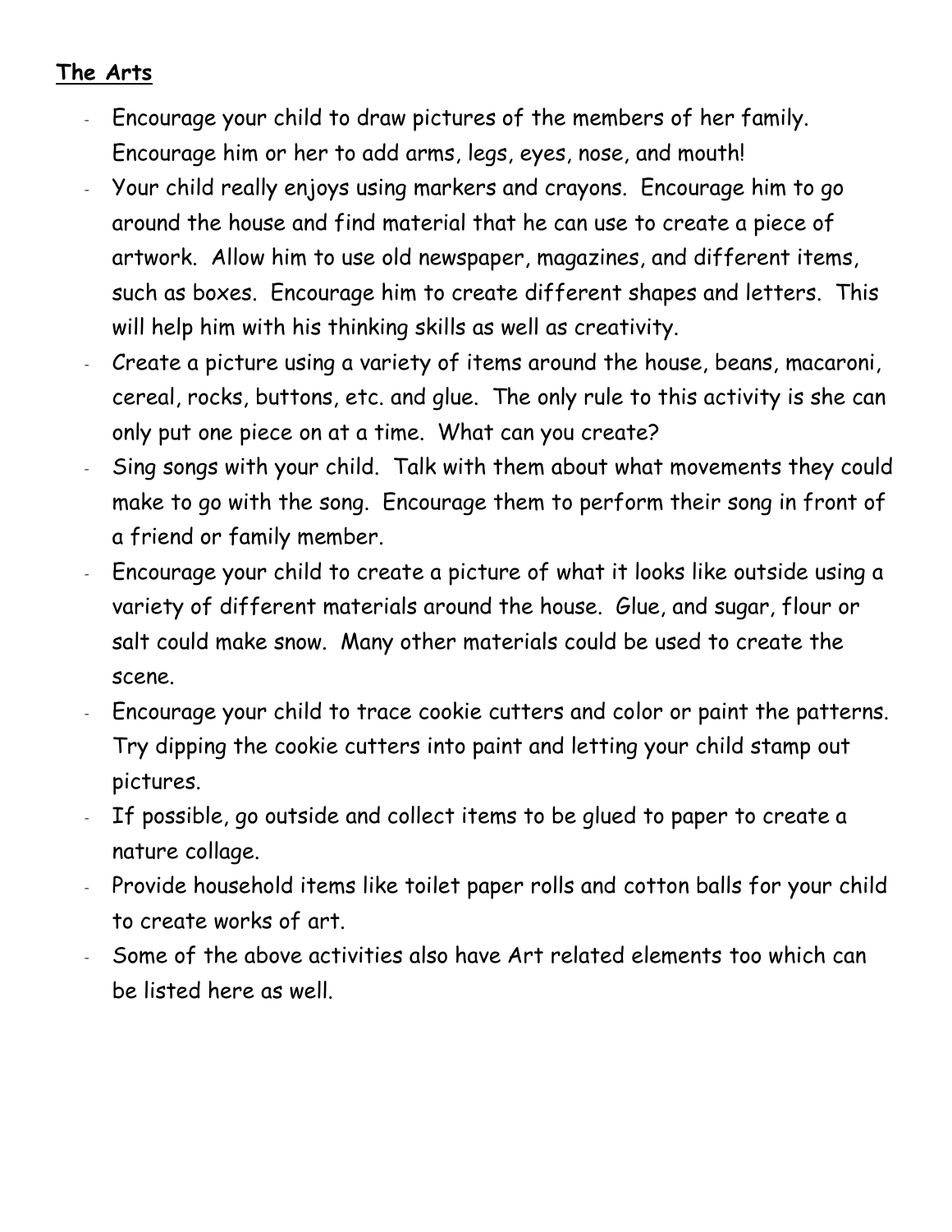**The Arts**

- Encourage your child to draw pictures of the members of her family. Encourage him or her to add arms, legs, eyes, nose, and mouth!
- Your child really enjoys using markers and crayons. Encourage him to go around the house and find material that he can use to create a piece of artwork. Allow him to use old newspaper, magazines, and different items, such as boxes. Encourage him to create different shapes and letters. This will help him with his thinking skills as well as creativity.
- Create a picture using a variety of items around the house, beans, macaroni, cereal, rocks, buttons, etc. and glue. The only rule to this activity is she can only put one piece on at a time. What can you create?
- Sing songs with your child. Talk with them about what movements they could make to go with the song. Encourage them to perform their song in front of a friend or family member.
- Encourage your child to create a picture of what it looks like outside using a variety of different materials around the house. Glue, and sugar, flour or salt could make snow. Many other materials could be used to create the scene.
- Encourage your child to trace cookie cutters and color or paint the patterns. Try dipping the cookie cutters into paint and letting your child stamp out pictures.
- If possible, go outside and collect items to be glued to paper to create a nature collage.
- Provide household items like toilet paper rolls and cotton balls for your child to create works of art.
- Some of the above activities also have Art related elements too which can be listed here as well.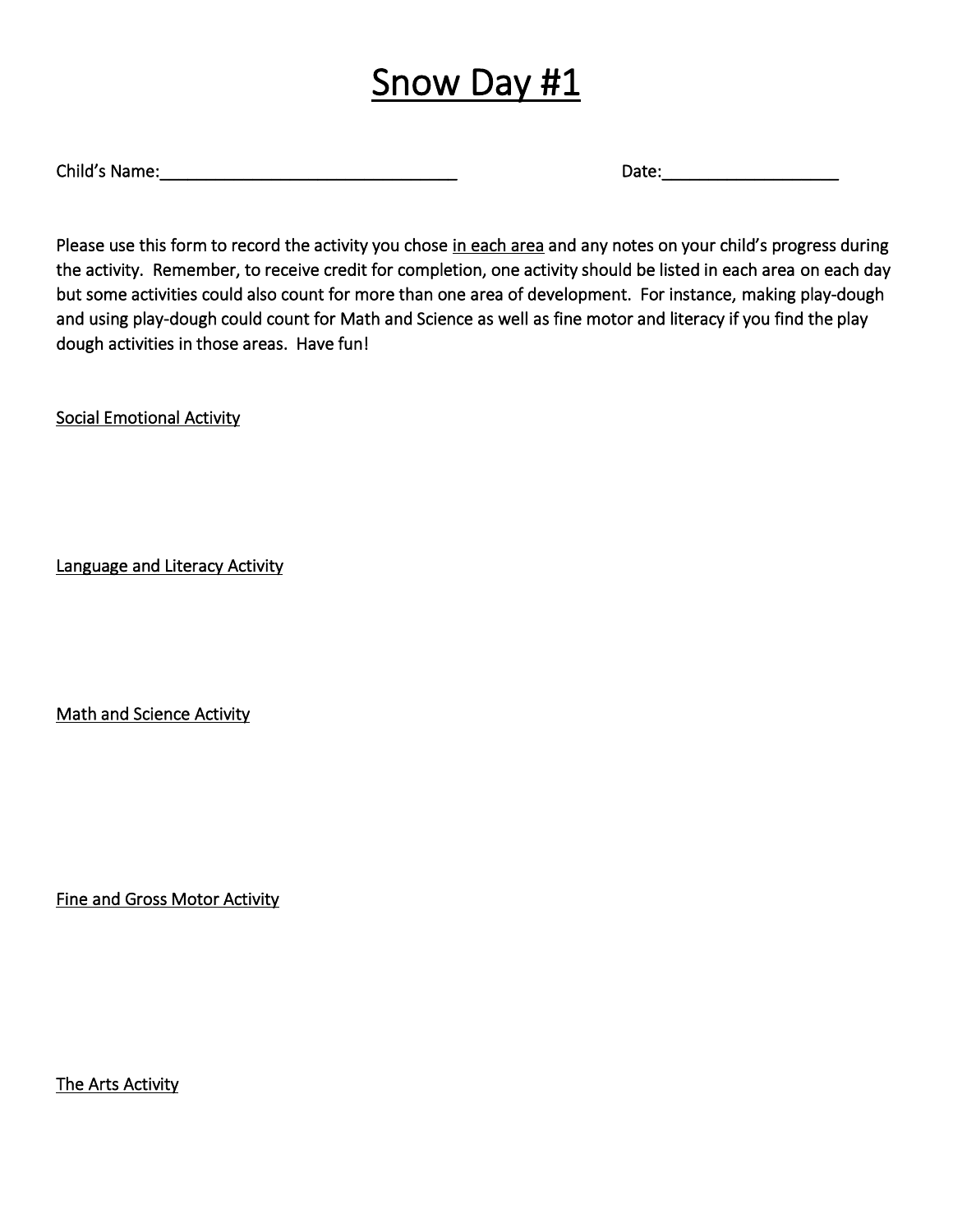# Snow Day #1

Child's Name:________________________________ Date:___________________

Please use this form to record the activity you chose in each area and any notes on your child's progress during the activity. Remember, to receive credit for completion, one activity should be listed in each area on each day but some activities could also count for more than one area of development. For instance, making play-dough and using play-dough could count for Math and Science as well as fine motor and literacy if you find the play dough activities in those areas. Have fun!

Social Emotional Activity

Language and Literacy Activity

Math and Science Activity

Fine and Gross Motor Activity

The Arts Activity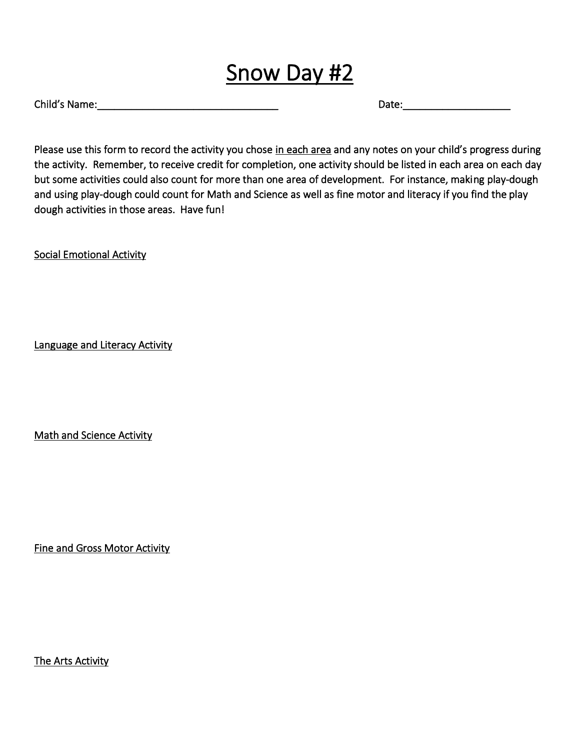# Snow Day #2

Child's Name:_________________________________ Date:___________________

Please use this form to record the activity you chose <u>in each area</u> and any notes on your child's progress during the activity. Remember, to receive credit for completion, one activity should be listed in each area on each day but some activities could also count for more than one area of development. For instance, making play-dough and using play-dough could count for Math and Science as well as fine motor and literacy if you find the play dough activities in those areas. Have fun!

<u>Social Emotional Activity</u>

<u>Language and Literacy Activity</u>

<u>Math and Science Activity</u>

<u>Fine and Gross Motor Activity</u>

<u>The Arts Activity</u>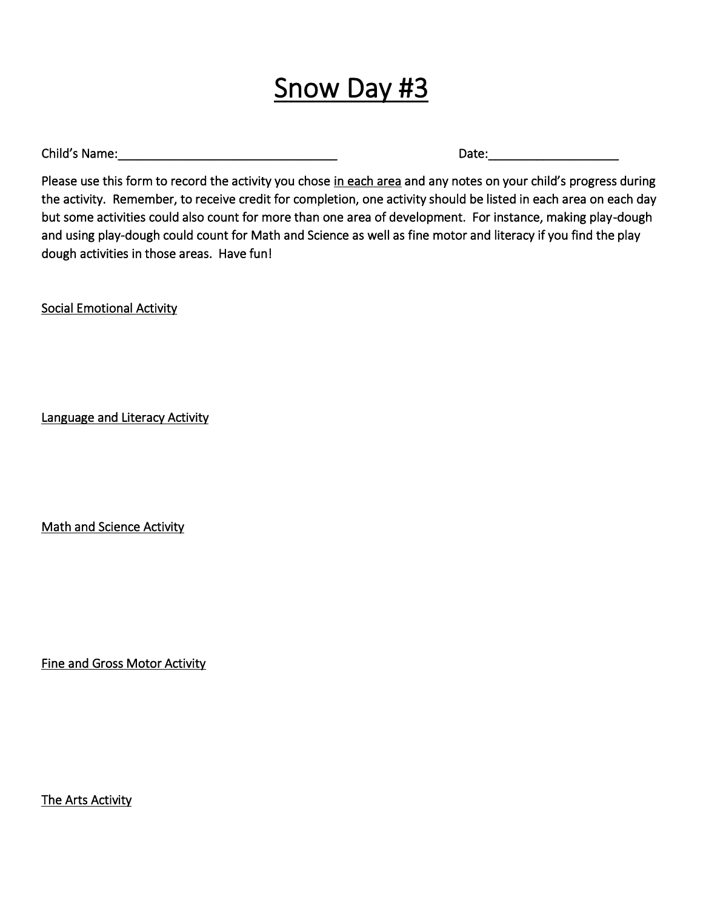# Snow Day #3

Child's Name:________________________________ Date:__________________

Please use this form to record the activity you chose in each area and any notes on your child's progress during the activity. Remember, to receive credit for completion, one activity should be listed in each area on each day but some activities could also count for more than one area of development. For instance, making play-dough and using play-dough could count for Math and Science as well as fine motor and literacy if you find the play dough activities in those areas. Have fun!

Social Emotional Activity

Language and Literacy Activity

Math and Science Activity

Fine and Gross Motor Activity

The Arts Activity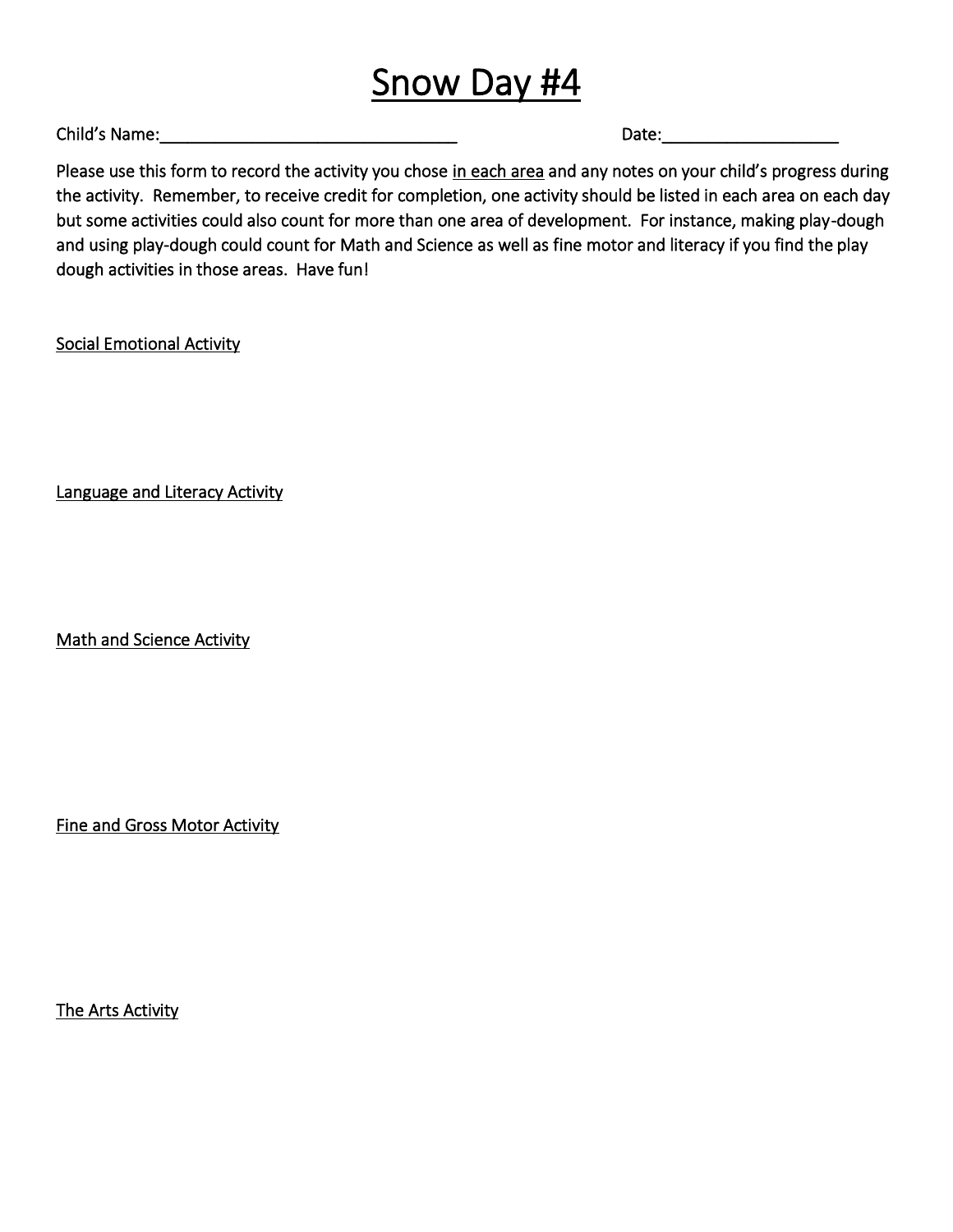# Snow Day #4

Child's Name:________________________________ Date:___________________

Please use this form to record the activity you chose <u>in each area</u> and any notes on your child's progress during the activity. Remember, to receive credit for completion, one activity should be listed in each area on each day but some activities could also count for more than one area of development. For instance, making play-dough and using play-dough could count for Math and Science as well as fine motor and literacy if you find the play dough activities in those areas. Have fun!

<u>Social Emotional Activity</u>

<u>Language and Literacy Activity</u>

<u>Math and Science Activity</u>

<u>Fine and Gross Motor Activity</u>

<u>The Arts Activity</u>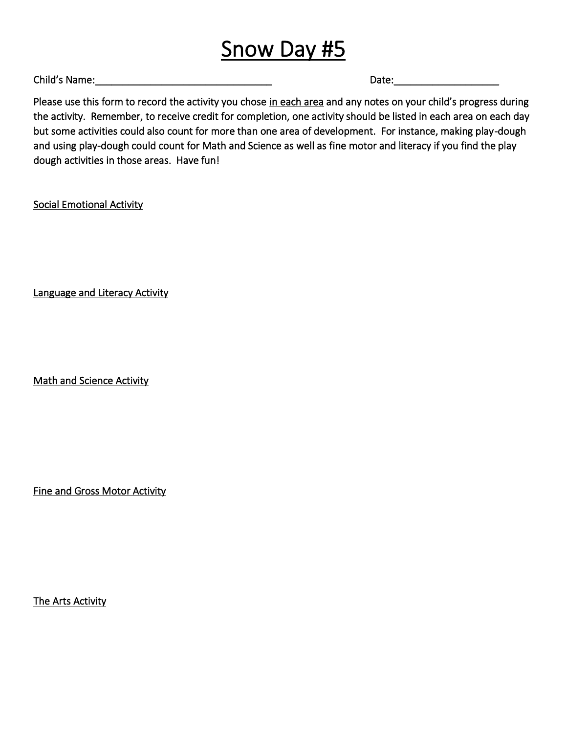# Snow Day #5

Child's Name:________________________________ Date:___________________

Please use this form to record the activity you chose <u>in each area</u> and any notes on your child's progress during the activity. Remember, to receive credit for completion, one activity should be listed in each area on each day but some activities could also count for more than one area of development. For instance, making play-dough and using play-dough could count for Math and Science as well as fine motor and literacy if you find the play dough activities in those areas. Have fun!

<u>Social Emotional Activity</u>

<u>Language and Literacy Activity</u>

<u>Math and Science Activity</u>

<u>Fine and Gross Motor Activity</u>

<u>The Arts Activity</u>